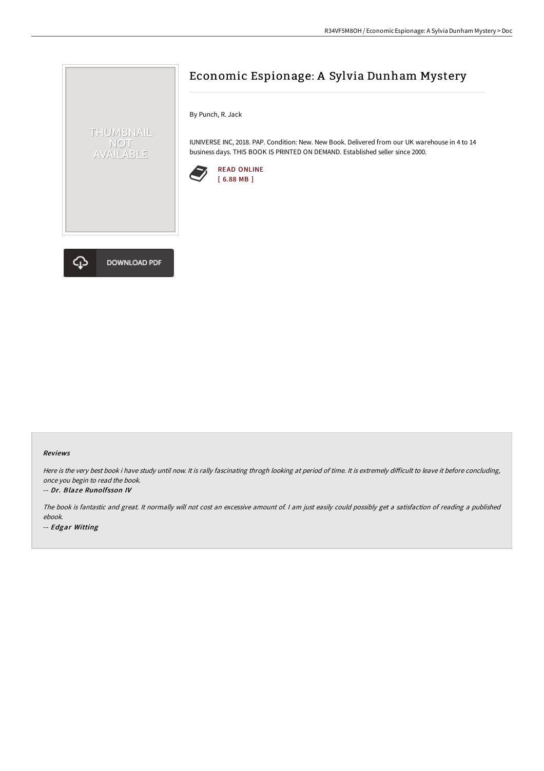# Economic Espionage: A Sylvia Dunham Mystery

By Punch, R. Jack

IUNIVERSE INC, 2018. PAP. Condition: New. New Book. Delivered from our UK warehouse in 4 to 14 business days. THIS BOOK IS PRINTED ON DEMAND. Established seller since 2000.

READ ONLINE
[ 6.88 MB ]

DOWNLOAD PDF

### Reviews

*Here is the very best book i have study until now. It is rally fascinating throgh looking at period of time. It is extremely difficult to leave it before concluding, once you begin to read the book.*

*-- Dr. Blaze Runolfsson IV*

*The book is fantastic and great. It normally will not cost an excessive amount of. I am just easily could possibly get a satisfaction of reading a published ebook.*

*-- Edgar Witting*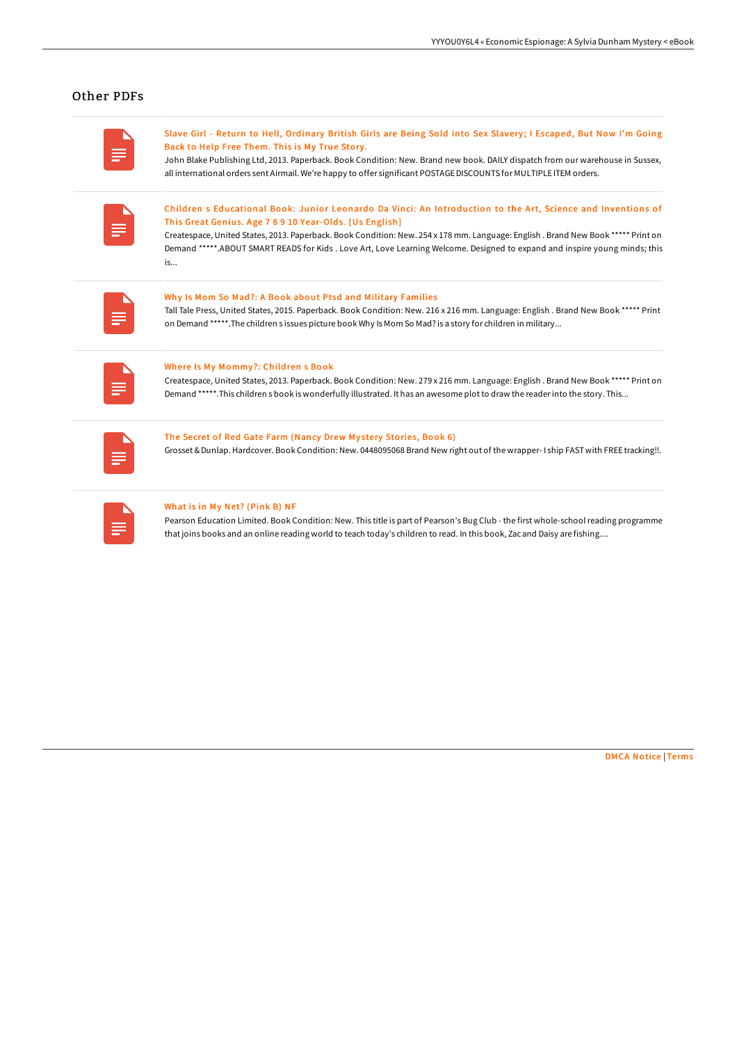## Other PDFs

### Slave Girl - Return to Hell, Ordinary British Girls are Being Sold into Sex Slavery; I Escaped, But Now I'm Going Back to Help Free Them. This is My True Story.

John Blake Publishing Ltd, 2013. Paperback. Book Condition: New. Brand new book. DAILY dispatch from our warehouse in Sussex, all international orders sent Airmail. We're happy to offer significant POSTAGE DISCOUNTS for MULTIPLE ITEM orders.

### Children s Educational Book: Junior Leonardo Da Vinci: An Introduction to the Art, Science and Inventions of This Great Genius. Age 7 8 9 10 Year-Olds. [Us English]

Createspace, United States, 2013. Paperback. Book Condition: New. 254 x 178 mm. Language: English . Brand New Book ***** Print on Demand *****.ABOUT SMART READS for Kids . Love Art, Love Learning Welcome. Designed to expand and inspire young minds; this is...

### Why Is Mom So Mad?: A Book about Ptsd and Military Families

Tall Tale Press, United States, 2015. Paperback. Book Condition: New. 216 x 216 mm. Language: English . Brand New Book ***** Print on Demand *****.The children s issues picture book Why Is Mom So Mad? is a story for children in military...

### Where Is My Mommy?: Children s Book

Createspace, United States, 2013. Paperback. Book Condition: New. 279 x 216 mm. Language: English . Brand New Book ***** Print on Demand *****.This children s book is wonderfully illustrated. It has an awesome plot to draw the reader into the story. This...

### The Secret of Red Gate Farm (Nancy Drew Mystery Stories, Book 6)

Grosset & Dunlap. Hardcover. Book Condition: New. 0448095068 Brand New right out of the wrapper- I ship FAST with FREE tracking!!.

### What is in My Net? (Pink B) NF

Pearson Education Limited. Book Condition: New. This title is part of Pearson's Bug Club - the first whole-school reading programme that joins books and an online reading world to teach today's children to read. In this book, Zac and Daisy are fishing....